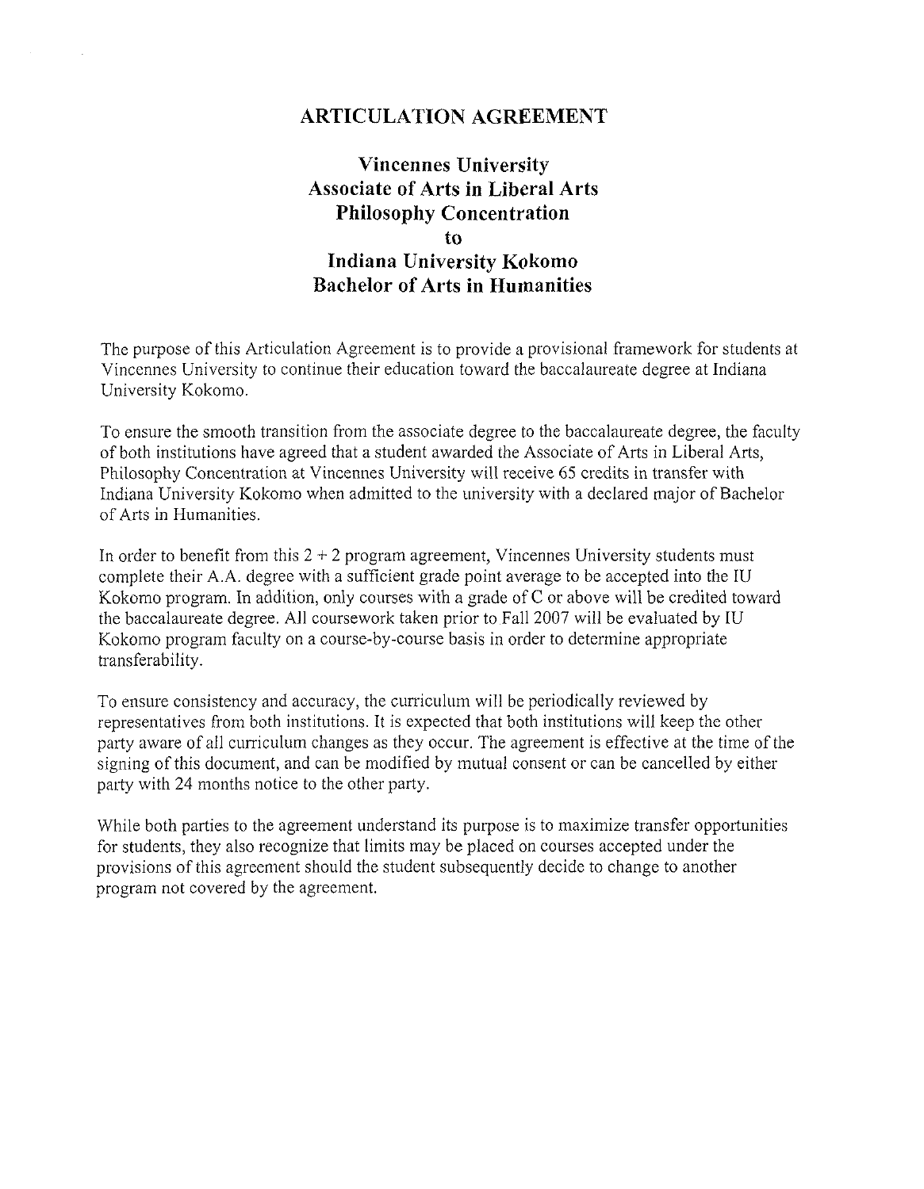# ARTICULATION AGREEMENT

## Vincennes University
## Associate of Arts in Liberal Arts
## Philosophy Concentration
## to
## Indiana University Kokomo
## Bachelor of Arts in Humanities

The purpose of this Articulation Agreement is to provide a provisional framework for students at Vincennes University to continue their education toward the baccalaureate degree at Indiana University Kokomo.

To ensure the smooth transition from the associate degree to the baccalaureate degree, the faculty of both institutions have agreed that a student awarded the Associate of Arts in Liberal Arts, Philosophy Concentration at Vincennes University will receive 65 credits in transfer with Indiana University Kokomo when admitted to the university with a declared major of Bachelor of Arts in Humanities.

In order to benefit from this 2 + 2 program agreement, Vincennes University students must complete their A.A. degree with a sufficient grade point average to be accepted into the IU Kokomo program. In addition, only courses with a grade of C or above will be credited toward the baccalaureate degree. All coursework taken prior to Fall 2007 will be evaluated by IU Kokomo program faculty on a course-by-course basis in order to determine appropriate transferability.

To ensure consistency and accuracy, the curriculum will be periodically reviewed by representatives from both institutions. It is expected that both institutions will keep the other party aware of all curriculum changes as they occur. The agreement is effective at the time of the signing of this document, and can be modified by mutual consent or can be cancelled by either party with 24 months notice to the other party.

While both parties to the agreement understand its purpose is to maximize transfer opportunities for students, they also recognize that limits may be placed on courses accepted under the provisions of this agreement should the student subsequently decide to change to another program not covered by the agreement.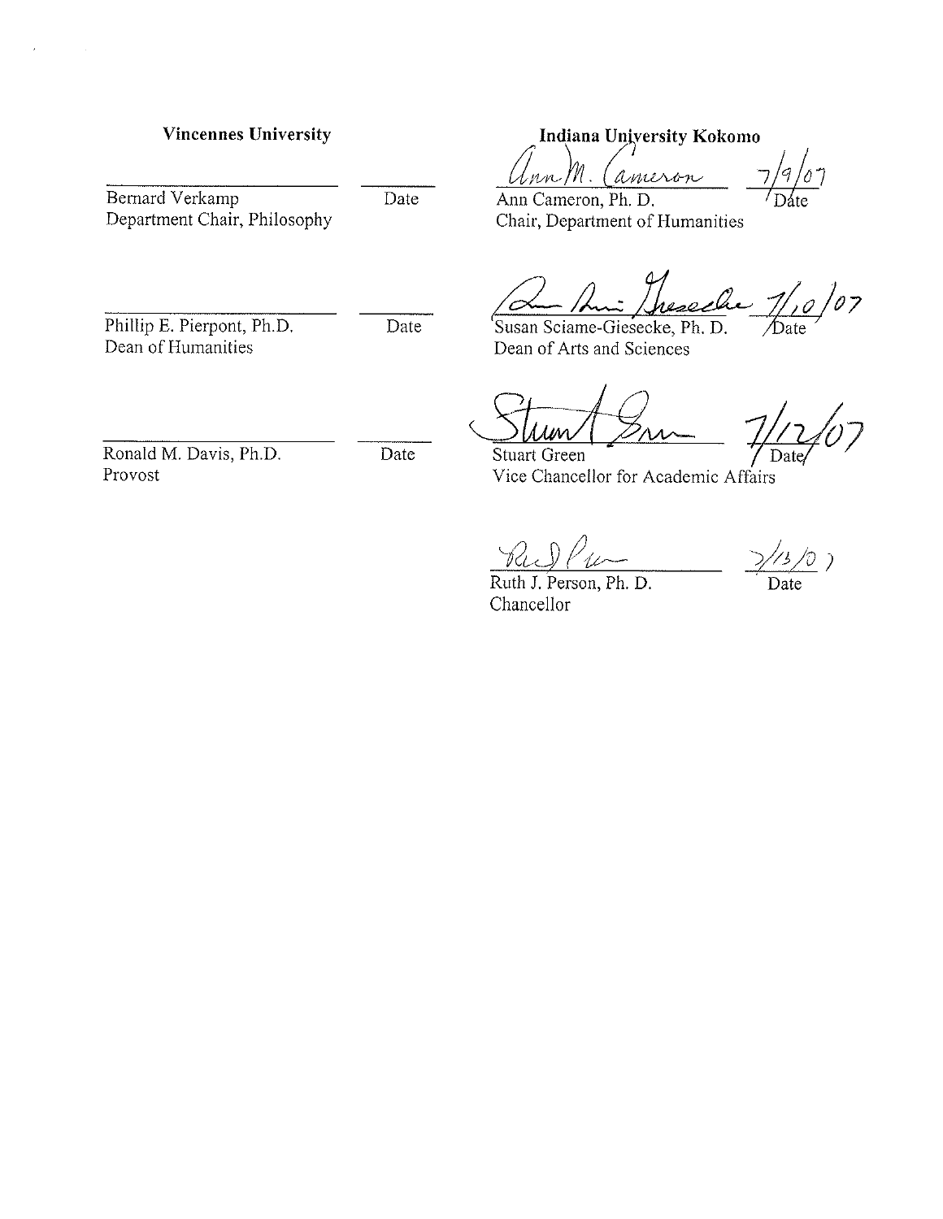**Vincennes University**

_________________________ _______
Bernard Verkamp Date
Department Chair, Philosophy

_________________________ _______
Phillip E. Pierpont, Ph.D. Date
Dean of Humanities

_________________________ _______
Ronald M. Davis, Ph.D. Date
Provost

**Indiana University Kokomo**

Ann M. Cameron 7/9/07
Ann Cameron, Ph. D. Date
Chair, Department of Humanities

Susan Sciame-Giesecke 7/10/07
Susan Sciame-Giesecke, Ph. D. Date
Dean of Arts and Sciences

Stuart Green 7/12/07
Stuart Green Date
Vice Chancellor for Academic Affairs

Ruth J. Person 7/13/07
Ruth J. Person, Ph. D. Date
Chancellor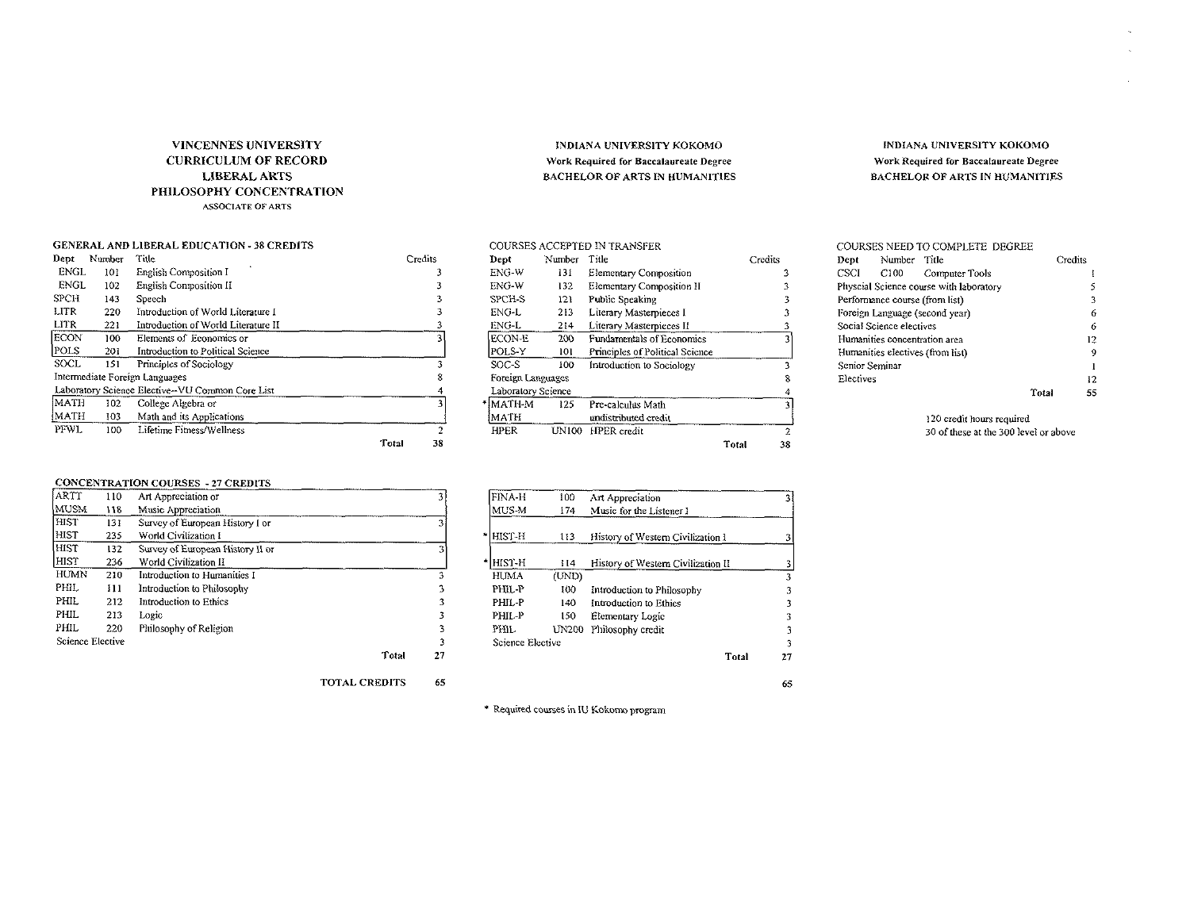## VINCENNES UNIVERSITY
## CURRICULUM OF RECORD
## LIBERAL ARTS
## PHILOSOPHY CONCENTRATION
ASSOCIATE OF ARTS

### GENERAL AND LIBERAL EDUCATION - 38 CREDITS

| Dept | Number | Title | Credits |
|---|---|---|---|
| ENGL | 101 | English Composition I | 3 |
| ENGL | 102 | English Composition II | 3 |
| SPCH | 143 | Speech | 3 |
| LITR | 220 | Introduction of World Literature I | 3 |
| LITR | 221 | Introduction of World Literature II | 3 |
| ECON | 100 | Elements of Economics or | 3 |
| POLS | 201 | Introduction to Political Science | |
| SOCL | 151 | Principles of Sociology | 3 |
| Intermediate Foreign Languages | | | 8 |
| Laboratory Science Elective--VU Common Core List | | | 4 |
| MATH | 102 | College Algebra or | 3 |
| MATH | 103 | Math and its Applications | |
| PFWL | 100 | Lifetime Fitness/Wellness | 2 |
| | | Total | 38 |

### CONCENTRATION COURSES - 27 CREDITS

| Dept | Number | Title | Credits |
|---|---|---|---|
| ARTT | 110 | Art Appreciation or | 3 |
| MUSM | 118 | Music Appreciation | |
| HIST | 131 | Survey of European History I or | 3 |
| HIST | 235 | World Civilization I | |
| HIST | 132 | Survey of European History II or | 3 |
| HIST | 236 | World Civilization II | |
| HUMN | 210 | Introduction to Humanities I | 3 |
| PHIL | 111 | Introduction to Philosophy | 3 |
| PHIL | 212 | Introduction to Ethics | 3 |
| PHIL | 213 | Logic | 3 |
| PHIL | 220 | Philosophy of Religion | 3 |
| Science Elective | | | 3 |
| | | Total | 27 |
| | | TOTAL CREDITS | 65 |

## INDIANA UNIVERSITY KOKOMO
**Work Required for Baccalaureate Degree**
**BACHELOR OF ARTS IN HUMANITIES**

### COURSES ACCEPTED IN TRANSFER

| Dept | Number | Title | Credits |
|---|---|---|---|
| ENG-W | 131 | Elementary Composition | 3 |
| ENG-W | 132 | Elementary Composition II | 3 |
| SPCH-S | 121 | Public Speaking | 3 |
| ENG-L | 213 | Literary Masterpieces I | 3 |
| ENG-L | 214 | Literary Masterpieces II | 3 |
| ECON-E | 200 | Fundamentals of Economics | 3 |
| POLS-Y | 101 | Principles of Political Science | |
| SOC-S | 100 | Introduction to Sociology | 3 |
| Foreign Languages | | | 8 |
| Laboratory Science | | | 4 |
| * MATH-M | 125 | Pre-calculus Math | 3 |
| MATH | | undistributed credit | |
| HPER | UN100 | HPER credit | 2 |
| | | Total | 38 |

| Dept | Number | Title | Credits |
|---|---|---|---|
| FINA-H | 100 | Art Appreciation | 3 |
| MUS-M | 174 | Music for the Listener I | |
| * HIST-H | 113 | History of Western Civilization I | 3 |
| * HIST-H | 114 | History of Western Civilization II | 3 |
| HUMA | (UND) | | 3 |
| PHIL-P | 100 | Introduction to Philosophy | 3 |
| PHIL-P | 140 | Introduction to Ethics | 3 |
| PHIL-P | 150 | Elementary Logic | 3 |
| PHIL | UN200 | Philosophy credit | 3 |
| Science Elective | | | 3 |
| | | Total | 27 |
| | | | 65 |

\* Required courses in IU Kokomo program

## INDIANA UNIVERSITY KOKOMO
**Work Required for Baccalaureate Degree**
**BACHELOR OF ARTS IN HUMANITIES**

### COURSES NEED TO COMPLETE DEGREE

| Dept | Number | Title | Credits |
|---|---|---|---|
| CSCI | C100 | Computer Tools | 1 |
| Physcial Science course with laboratory | | | 5 |
| Performance course (from list) | | | 3 |
| Foreign Language (second year) | | | 6 |
| Social Science electives | | | 6 |
| Humanities concentration area | | | 12 |
| Humanities electives (from list) | | | 9 |
| Senior Seminar | | | 1 |
| Electives | | | 12 |
| | | Total | 55 |

120 credit hours required
30 of these at the 300 level or above